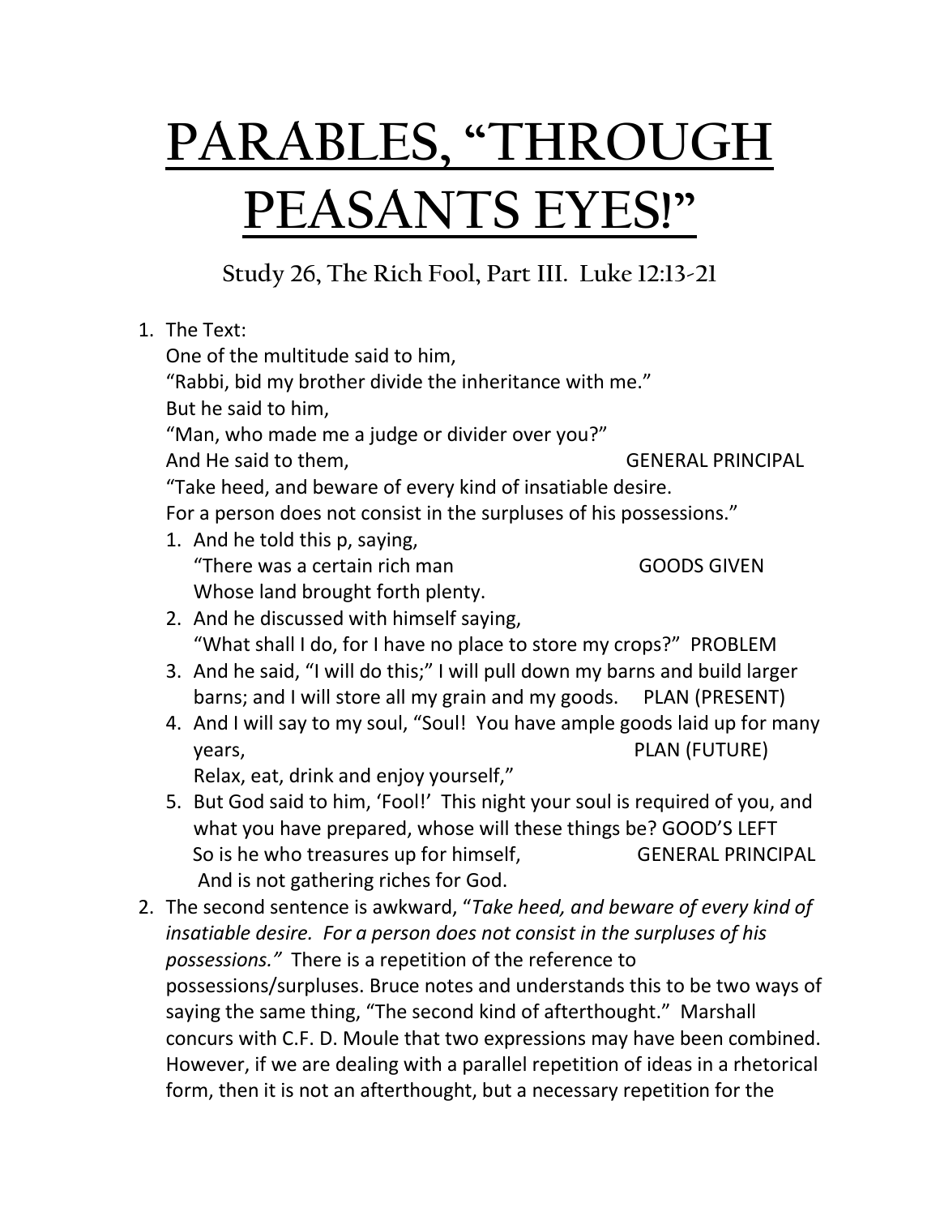# PARABLES, "THROUGH PEASANTS EYES!"

## Study 26, The Rich Fool, Part III. Luke 12:13-21

1. The Text:
   One of the multitude said to him,
   "Rabbi, bid my brother divide the inheritance with me."
   But he said to him,
   "Man, who made me a judge or divider over you?"
   And He said to them, GENERAL PRINCIPAL
   "Take heed, and beware of every kind of insatiable desire.
   For a person does not consist in the surpluses of his possessions."
   1. And he told this p, saying,
      "There was a certain rich man GOODS GIVEN
      Whose land brought forth plenty.
   2. And he discussed with himself saying,
      "What shall I do, for I have no place to store my crops?" PROBLEM
   3. And he said, "I will do this;" I will pull down my barns and build larger barns; and I will store all my grain and my goods. PLAN (PRESENT)
   4. And I will say to my soul, "Soul! You have ample goods laid up for many years, PLAN (FUTURE)
      Relax, eat, drink and enjoy yourself,"
   5. But God said to him, 'Fool!' This night your soul is required of you, and what you have prepared, whose will these things be? GOOD'S LEFT
      So is he who treasures up for himself, GENERAL PRINCIPAL
      And is not gathering riches for God.
2. The second sentence is awkward, "*Take heed, and beware of every kind of insatiable desire. For a person does not consist in the surpluses of his possessions.*" There is a repetition of the reference to possessions/surpluses. Bruce notes and understands this to be two ways of saying the same thing, "The second kind of afterthought." Marshall concurs with C.F. D. Moule that two expressions may have been combined. However, if we are dealing with a parallel repetition of ideas in a rhetorical form, then it is not an afterthought, but a necessary repetition for the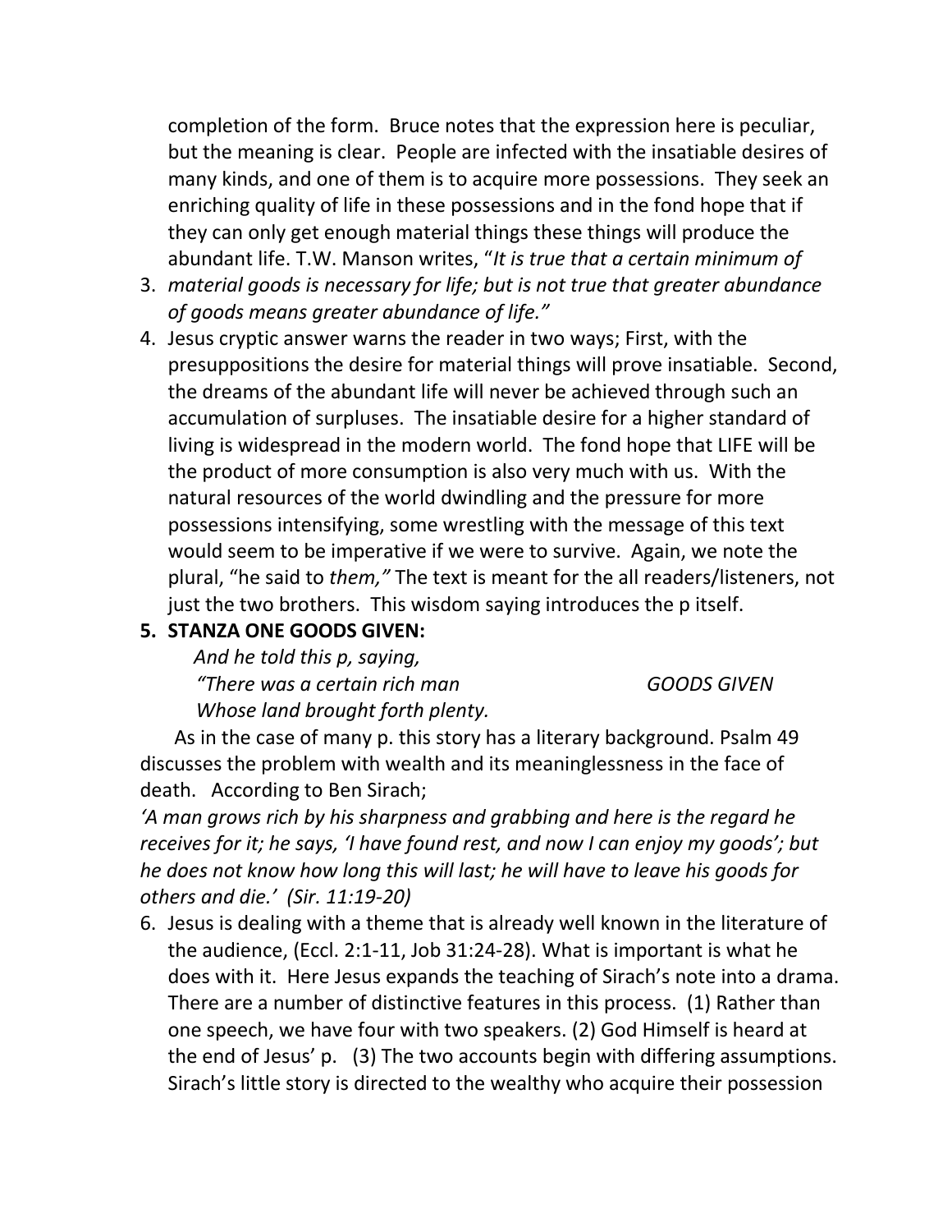completion of the form. Bruce notes that the expression here is peculiar, but the meaning is clear. People are infected with the insatiable desires of many kinds, and one of them is to acquire more possessions. They seek an enriching quality of life in these possessions and in the fond hope that if they can only get enough material things these things will produce the abundant life. T.W. Manson writes, "*It is true that a certain minimum of*

3. *material goods is necessary for life; but is not true that greater abundance of goods means greater abundance of life."*
4. Jesus cryptic answer warns the reader in two ways; First, with the presuppositions the desire for material things will prove insatiable. Second, the dreams of the abundant life will never be achieved through such an accumulation of surpluses. The insatiable desire for a higher standard of living is widespread in the modern world. The fond hope that LIFE will be the product of more consumption is also very much with us. With the natural resources of the world dwindling and the pressure for more possessions intensifying, some wrestling with the message of this text would seem to be imperative if we were to survive. Again, we note the plural, "he said to *them,"* The text is meant for the all readers/listeners, not just the two brothers. This wisdom saying introduces the p itself.
5. **STANZA ONE GOODS GIVEN:**

   *And he told this p, saying,*
   *"There was a certain rich man* GOODS GIVEN
   *Whose land brought forth plenty.*

As in the case of many p. this story has a literary background. Psalm 49 discusses the problem with wealth and its meaninglessness in the face of death. According to Ben Sirach;

*'A man grows rich by his sharpness and grabbing and here is the regard he receives for it; he says, 'I have found rest, and now I can enjoy my goods'; but he does not know how long this will last; he will have to leave his goods for others and die.' (Sir. 11:19-20)*

6. Jesus is dealing with a theme that is already well known in the literature of the audience, (Eccl. 2:1-11, Job 31:24-28). What is important is what he does with it. Here Jesus expands the teaching of Sirach's note into a drama. There are a number of distinctive features in this process. (1) Rather than one speech, we have four with two speakers. (2) God Himself is heard at the end of Jesus' p. (3) The two accounts begin with differing assumptions. Sirach's little story is directed to the wealthy who acquire their possession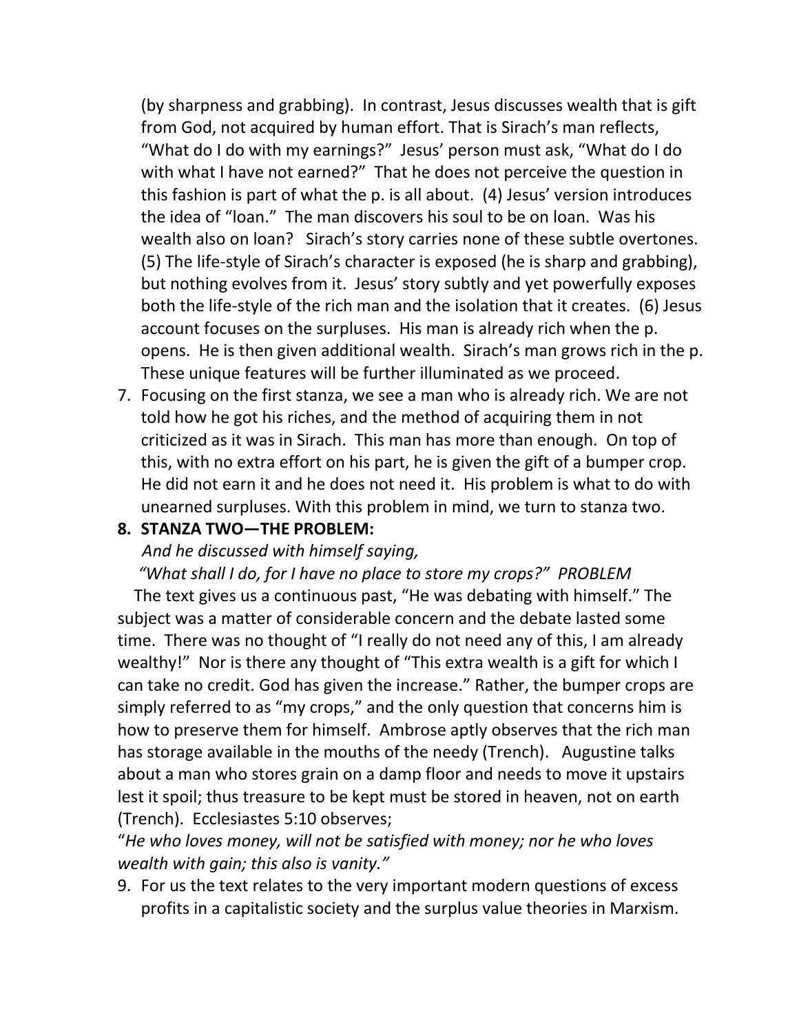(by sharpness and grabbing). In contrast, Jesus discusses wealth that is gift from God, not acquired by human effort. That is Sirach's man reflects, "What do I do with my earnings?" Jesus' person must ask, "What do I do with what I have not earned?" That he does not perceive the question in this fashion is part of what the p. is all about. (4) Jesus' version introduces the idea of "loan." The man discovers his soul to be on loan. Was his wealth also on loan? Sirach's story carries none of these subtle overtones. (5) The life-style of Sirach's character is exposed (he is sharp and grabbing), but nothing evolves from it. Jesus' story subtly and yet powerfully exposes both the life-style of the rich man and the isolation that it creates. (6) Jesus account focuses on the surpluses. His man is already rich when the p. opens. He is then given additional wealth. Sirach's man grows rich in the p. These unique features will be further illuminated as we proceed.

7. Focusing on the first stanza, we see a man who is already rich. We are not told how he got his riches, and the method of acquiring them in not criticized as it was in Sirach. This man has more than enough. On top of this, with no extra effort on his part, he is given the gift of a bumper crop. He did not earn it and he does not need it. His problem is what to do with unearned surpluses. With this problem in mind, we turn to stanza two.

8. **STANZA TWO—THE PROBLEM:**

*And he discussed with himself saying,*

*"What shall I do, for I have no place to store my crops?" PROBLEM*

The text gives us a continuous past, "He was debating with himself." The subject was a matter of considerable concern and the debate lasted some time. There was no thought of "I really do not need any of this, I am already wealthy!" Nor is there any thought of "This extra wealth is a gift for which I can take no credit. God has given the increase." Rather, the bumper crops are simply referred to as "my crops," and the only question that concerns him is how to preserve them for himself. Ambrose aptly observes that the rich man has storage available in the mouths of the needy (Trench). Augustine talks about a man who stores grain on a damp floor and needs to move it upstairs lest it spoil; thus treasure to be kept must be stored in heaven, not on earth (Trench). Ecclesiastes 5:10 observes;

"*He who loves money, will not be satisfied with money; nor he who loves wealth with gain; this also is vanity."*

9. For us the text relates to the very important modern questions of excess profits in a capitalistic society and the surplus value theories in Marxism.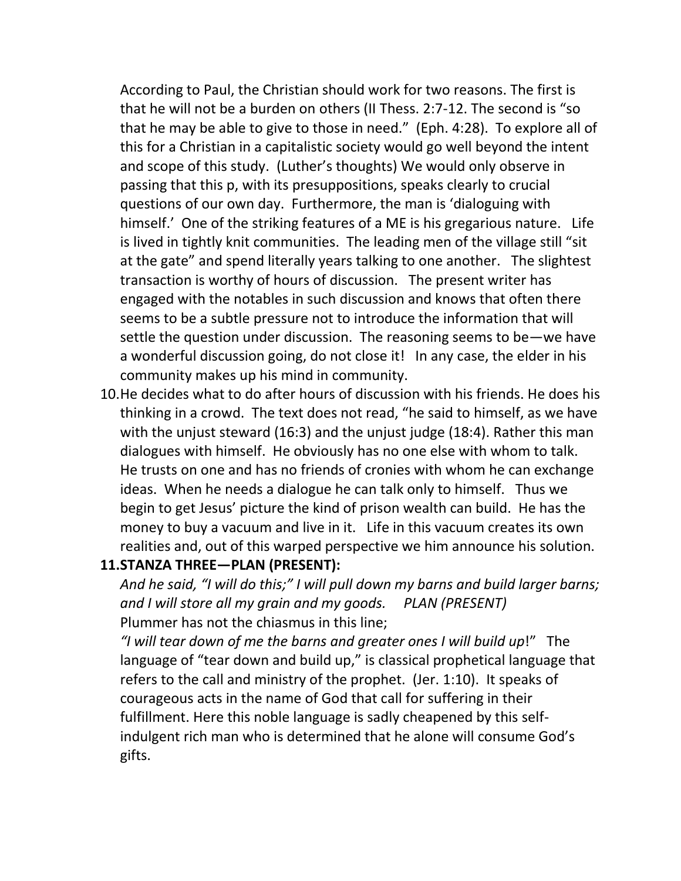According to Paul, the Christian should work for two reasons. The first is that he will not be a burden on others (II Thess. 2:7-12. The second is "so that he may be able to give to those in need." (Eph. 4:28). To explore all of this for a Christian in a capitalistic society would go well beyond the intent and scope of this study. (Luther's thoughts) We would only observe in passing that this p, with its presuppositions, speaks clearly to crucial questions of our own day. Furthermore, the man is 'dialoguing with himself.' One of the striking features of a ME is his gregarious nature. Life is lived in tightly knit communities. The leading men of the village still "sit at the gate" and spend literally years talking to one another. The slightest transaction is worthy of hours of discussion. The present writer has engaged with the notables in such discussion and knows that often there seems to be a subtle pressure not to introduce the information that will settle the question under discussion. The reasoning seems to be—we have a wonderful discussion going, do not close it! In any case, the elder in his community makes up his mind in community.

10. He decides what to do after hours of discussion with his friends. He does his thinking in a crowd. The text does not read, "he said to himself, as we have with the unjust steward (16:3) and the unjust judge (18:4). Rather this man dialogues with himself. He obviously has no one else with whom to talk. He trusts on one and has no friends of cronies with whom he can exchange ideas. When he needs a dialogue he can talk only to himself. Thus we begin to get Jesus' picture the kind of prison wealth can build. He has the money to buy a vacuum and live in it. Life in this vacuum creates its own realities and, out of this warped perspective we him announce his solution.
11. **STANZA THREE—PLAN (PRESENT):**
*And he said, "I will do this;" I will pull down my barns and build larger barns; and I will store all my grain and my goods. PLAN (PRESENT)*
Plummer has not the chiasmus in this line;
*"I will tear down of me the barns and greater ones I will build up*!" The language of "tear down and build up," is classical prophetical language that refers to the call and ministry of the prophet. (Jer. 1:10). It speaks of courageous acts in the name of God that call for suffering in their fulfillment. Here this noble language is sadly cheapened by this self-indulgent rich man who is determined that he alone will consume God's gifts.